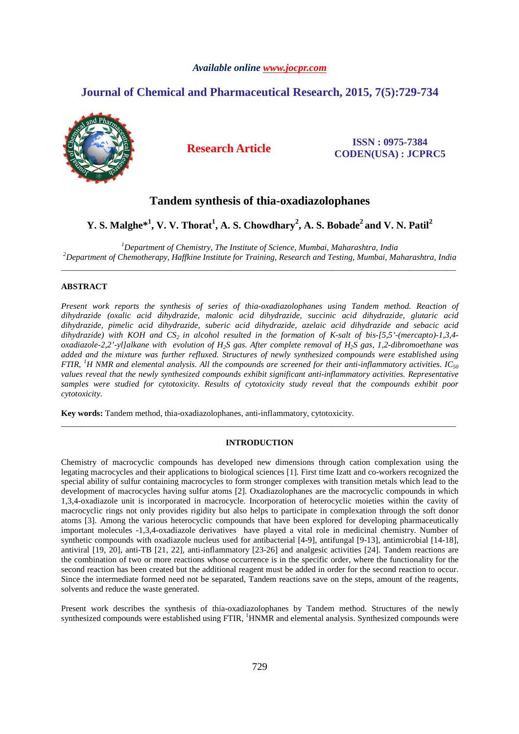*Available online www.jocpr.com*

## Journal of Chemical and Pharmaceutical Research, 2015, 7(5):729-734

**Research Article**

**ISSN : 0975-7384**
**CODEN(USA) : JCPRC5**

# Tandem synthesis of thia-oxadiazolophanes

**Y. S. Malghe*[1], V. V. Thorat[1], A. S. Chowdhary[2], A. S. Bobade[2] and V. N. Patil[2]**

[1]*Department of Chemistry, The Institute of Science, Mumbai, Maharashtra, India*
[2]*Department of Chemotherapy, Haffkine Institute for Training, Research and Testing, Mumbai, Maharashtra, India*

---

## ABSTRACT

*Present work reports the synthesis of series of thia-oxadiazolophanes using Tandem method. Reaction of dihydrazide (oxalic acid dihydrazide, malonic acid dihydrazide, succinic acid dihydrazide, glutaric acid dihydrazide, pimelic acid dihydrazide, suberic acid dihydrazide, azelaic acid dihydrazide and sebacic acid dihydrazide) with KOH and $CS_2$ in alcohol resulted in the formation of K-salt of bis-[5,5'-(mercapto)-1,3,4-oxadiazole-2,2'-yl]alkane with evolution of $H_2S$ gas. After complete removal of $H_2S$ gas, 1,2-dibromoethane was added and the mixture was further refluxed. Structures of newly synthesized compounds were established using FTIR, $^1H$ NMR and elemental analysis. All the compounds are screened for their anti-inflammatory activities. $IC_{50}$ values reveal that the newly synthesized compounds exhibit significant anti-inflammatory activities. Representative samples were studied for cytotoxicity. Results of cytotoxicity study reveal that the compounds exhibit poor cytotoxicity.*

**Key words:** Tandem method, thia-oxadiazolophanes, anti-inflammatory, cytotoxicity.

---

## INTRODUCTION

Chemistry of macrocyclic compounds has developed new dimensions through cation complexation using the legating macrocycles and their applications to biological sciences [1]. First time Izatt and co-workers recognized the special ability of sulfur containing macrocycles to form stronger complexes with transition metals which lead to the development of macrocycles having sulfur atoms [2]. Oxadiazolophanes are the macrocyclic compounds in which 1,3,4-oxadiazole unit is incorporated in macrocycle. Incorporation of heterocyclic moieties within the cavity of macrocyclic rings not only provides rigidity but also helps to participate in complexation through the soft donor atoms [3]. Among the various heterocyclic compounds that have been explored for developing pharmaceutically important molecules -1,3,4-oxadiazole derivatives have played a vital role in medicinal chemistry. Number of synthetic compounds with oxadiazole nucleus used for antibacterial [4-9], antifungal [9-13], antimicrobial [14-18], antiviral [19, 20], anti-TB [21, 22], anti-inflammatory [23-26] and analgesic activities [24]. Tandem reactions are the combination of two or more reactions whose occurrence is in the specific order, where the functionality for the second reaction has been created but the additional reagent must be added in order for the second reaction to occur. Since the intermediate formed need not be separated, Tandem reactions save on the steps, amount of the reagents, solvents and reduce the waste generated.

Present work describes the synthesis of thia-oxadiazolophanes by Tandem method. Structures of the newly synthesized compounds were established using FTIR, $^1$HNMR and elemental analysis. Synthesized compounds were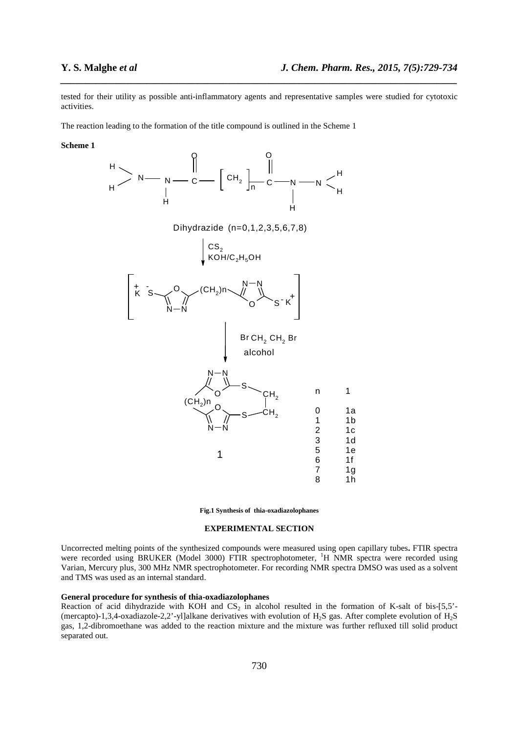tested for their utility as possible anti-inflammatory agents and representative samples were studied for cytotoxic activities.

The reaction leading to the formation of the title compound is outlined in the Scheme 1

**Scheme 1**

Dihydrazide (n=0,1,2,3,5,6,7,8)

$CS_2$
$KOH/C_2H_5OH$

$BrCH_2CH_2Br$
alcohol

| n | 1 |
|---|---|
| 0 | 1a |
| 1 | 1b |
| 2 | 1c |
| 3 | 1d |
| 5 | 1e |
| 6 | 1f |
| 7 | 1g |
| 8 | 1h |

**Fig.1 Synthesis of thia-oxadiazolophanes**

## EXPERIMENTAL SECTION

Uncorrected melting points of the synthesized compounds were measured using open capillary tubes**.** FTIR spectra were recorded using BRUKER (Model 3000) FTIR spectrophotometer, $^1$H NMR spectra were recorded using Varian, Mercury plus, 300 MHz NMR spectrophotometer. For recording NMR spectra DMSO was used as a solvent and TMS was used as an internal standard.

### General procedure for synthesis of thia-oxadiazolophanes

Reaction of acid dihydrazide with KOH and $CS_2$ in alcohol resulted in the formation of K-salt of bis-[5,5'-(mercapto)-1,3,4-oxadiazole-2,2'-yl]alkane derivatives with evolution of $H_2S$ gas. After complete evolution of $H_2S$ gas, 1,2-dibromoethane was added to the reaction mixture and the mixture was further refluxed till solid product separated out.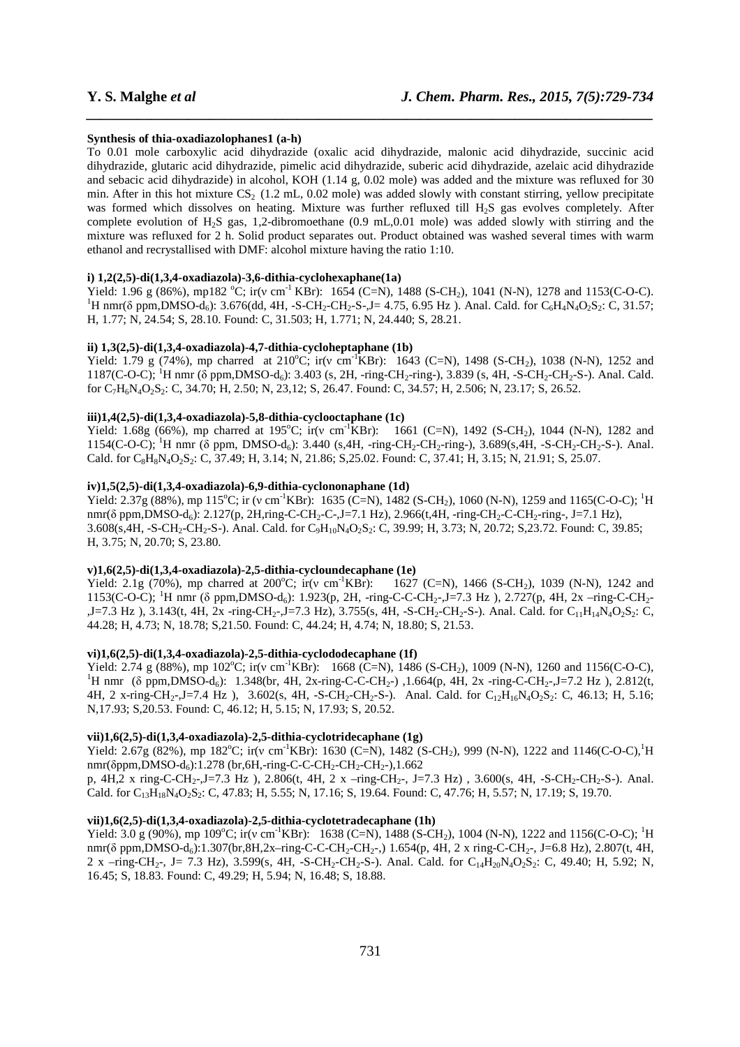**Synthesis of thia-oxadiazolophanes1 (a-h)**

To 0.01 mole carboxylic acid dihydrazide (oxalic acid dihydrazide, malonic acid dihydrazide, succinic acid dihydrazide, glutaric acid dihydrazide, pimelic acid dihydrazide, suberic acid dihydrazide, azelaic acid dihydrazide and sebacic acid dihydrazide) in alcohol, KOH (1.14 g, 0.02 mole) was added and the mixture was refluxed for 30 min. After in this hot mixture $CS_2$ (1.2 mL, 0.02 mole) was added slowly with constant stirring, yellow precipitate was formed which dissolves on heating. Mixture was further refluxed till $H_2S$ gas evolves completely. After complete evolution of $H_2S$ gas, 1,2-dibromoethane (0.9 mL,0.01 mole) was added slowly with stirring and the mixture was refluxed for 2 h. Solid product separates out. Product obtained was washed several times with warm ethanol and recrystallised with DMF: alcohol mixture having the ratio 1:10.

**i) 1,2(2,5)-di(1,3,4-oxadiazola)-3,6-dithia-cyclohexaphane(1a)**

Yield: 1.96 g (86%), mp182 °C; ir(ν $cm^{-1}$ KBr): 1654 (C=N), 1488 (S-$CH_2$), 1041 (N-N), 1278 and 1153(C-O-C). $^1$H nmr(δ ppm,DMSO-$d_6$): 3.676(dd, 4H, -S-$CH_2$-$CH_2$-S-,J= 4.75, 6.95 Hz ). Anal. Cald. for $C_6H_4N_4O_2S_2$: C, 31.57; H, 1.77; N, 24.54; S, 28.10. Found: C, 31.503; H, 1.771; N, 24.440; S, 28.21.

**ii) 1,3(2,5)-di(1,3,4-oxadiazola)-4,7-dithia-cycloheptaphane (1b)**

Yield: 1.79 g (74%), mp charred at 210°C; ir(ν $cm^{-1}$KBr): 1643 (C=N), 1498 (S-$CH_2$), 1038 (N-N), 1252 and 1187(C-O-C); $^1$H nmr (δ ppm,DMSO-$d_6$): 3.403 (s, 2H, -ring-$CH_2$-ring-), 3.839 (s, 4H, -S-$CH_2$-$CH_2$-S-). Anal. Cald. for $C_7H_6N_4O_2S_2$: C, 34.70; H, 2.50; N, 23,12; S, 26.47. Found: C, 34.57; H, 2.506; N, 23.17; S, 26.52.

**iii)1,4(2,5)-di(1,3,4-oxadiazola)-5,8-dithia-cyclooctaphane (1c)**

Yield: 1.68g (66%), mp charred at 195°C; ir(ν $cm^{-1}$KBr): 1661 (C=N), 1492 (S-$CH_2$), 1044 (N-N), 1282 and 1154(C-O-C); $^1$H nmr (δ ppm, DMSO-$d_6$): 3.440 (s,4H, -ring-$CH_2$-$CH_2$-ring-), 3.689(s,4H, -S-$CH_2$-$CH_2$-S-). Anal. Cald. for $C_8H_8N_4O_2S_2$: C, 37.49; H, 3.14; N, 21.86; S,25.02. Found: C, 37.41; H, 3.15; N, 21.91; S, 25.07.

**iv)1,5(2,5)-di(1,3,4-oxadiazola)-6,9-dithia-cyclononaphane (1d)**

Yield: 2.37g (88%), mp 115°C; ir (ν $cm^{-1}$KBr): 1635 (C=N), 1482 (S-$CH_2$), 1060 (N-N), 1259 and 1165(C-O-C); $^1$H nmr(δ ppm,DMSO-$d_6$): 2.127(p, 2H,ring-C-$CH_2$-C-,J=7.1 Hz), 2.966(t,4H, -ring-$CH_2$-C-$CH_2$-ring-, J=7.1 Hz), 3.608(s,4H, -S-$CH_2$-$CH_2$-S-). Anal. Cald. for $C_9H_{10}N_4O_2S_2$: C, 39.99; H, 3.73; N, 20.72; S,23.72. Found: C, 39.85; H, 3.75; N, 20.70; S, 23.80.

**v)1,6(2,5)-di(1,3,4-oxadiazola)-2,5-dithia-cycloundecaphane (1e)**

Yield: 2.1g (70%), mp charred at 200°C; ir(ν $cm^{-1}$KBr): 1627 (C=N), 1466 (S-$CH_2$), 1039 (N-N), 1242 and 1153(C-O-C); $^1$H nmr (δ ppm,DMSO-$d_6$): 1.923(p, 2H, -ring-C-C-$CH_2$-,J=7.3 Hz ), 2.727(p, 4H, 2x –ring-C-$CH_2$-,J=7.3 Hz ), 3.143(t, 4H, 2x -ring-$CH_2$-,J=7.3 Hz), 3.755(s, 4H, -S-$CH_2$-$CH_2$-S-). Anal. Cald. for $C_{11}H_{14}N_4O_2S_2$: C, 44.28; H, 4.73; N, 18.78; S,21.50. Found: C, 44.24; H, 4.74; N, 18.80; S, 21.53.

**vi)1,6(2,5)-di(1,3,4-oxadiazola)-2,5-dithia-cyclododecaphane (1f)**

Yield: 2.74 g (88%), mp 102°C; ir(ν $cm^{-1}$KBr): 1668 (C=N), 1486 (S-$CH_2$), 1009 (N-N), 1260 and 1156(C-O-C), $^1$H nmr (δ ppm,DMSO-$d_6$): 1.348(br, 4H, 2x-ring-C-C-$CH_2$-) ,1.664(p, 4H, 2x -ring-C-$CH_2$-,J=7.2 Hz ), 2.812(t, 4H, 2 x-ring-$CH_2$-,J=7.4 Hz ), 3.602(s, 4H, -S-$CH_2$-$CH_2$-S-). Anal. Cald. for $C_{12}H_{16}N_4O_2S_2$: C, 46.13; H, 5.16; N,17.93; S,20.53. Found: C, 46.12; H, 5.15; N, 17.93; S, 20.52.

**vii)1,6(2,5)-di(1,3,4-oxadiazola)-2,5-dithia-cyclotridecaphane (1g)**

Yield: 2.67g (82%), mp 182°C; ir(ν $cm^{-1}$KBr): 1630 (C=N), 1482 (S-$CH_2$), 999 (N-N), 1222 and 1146(C-O-C),$^1$H nmr(δppm,DMSO-$d_6$):1.278 (br,6H,-ring-C-C-$CH_2$-$CH_2$-$CH_2$-),1.662 p, 4H,2 x ring-C-$CH_2$-,J=7.3 Hz ), 2.806(t, 4H, 2 x –ring-$CH_2$-, J=7.3 Hz) , 3.600(s, 4H, -S-$CH_2$-$CH_2$-S-). Anal. Cald. for $C_{13}H_{18}N_4O_2S_2$: C, 47.83; H, 5.55; N, 17.16; S, 19.64. Found: C, 47.76; H, 5.57; N, 17.19; S, 19.70.

**vii)1,6(2,5)-di(1,3,4-oxadiazola)-2,5-dithia-cyclotetradecaphane (1h)**

Yield: 3.0 g (90%), mp 109°C; ir(ν $cm^{-1}$KBr): 1638 (C=N), 1488 (S-$CH_2$), 1004 (N-N), 1222 and 1156(C-O-C); $^1$H nmr(δ ppm,DMSO-$d_6$):1.307(br,8H,2x–ring-C-C-$CH_2$-$CH_2$-,) 1.654(p, 4H, 2 x ring-C-$CH_2$-, J=6.8 Hz), 2.807(t, 4H, 2 x –ring-$CH_2$-, J= 7.3 Hz), 3.599(s, 4H, -S-$CH_2$-$CH_2$-S-). Anal. Cald. for $C_{14}H_{20}N_4O_2S_2$: C, 49.40; H, 5.92; N, 16.45; S, 18.83. Found: C, 49.29; H, 5.94; N, 16.48; S, 18.88.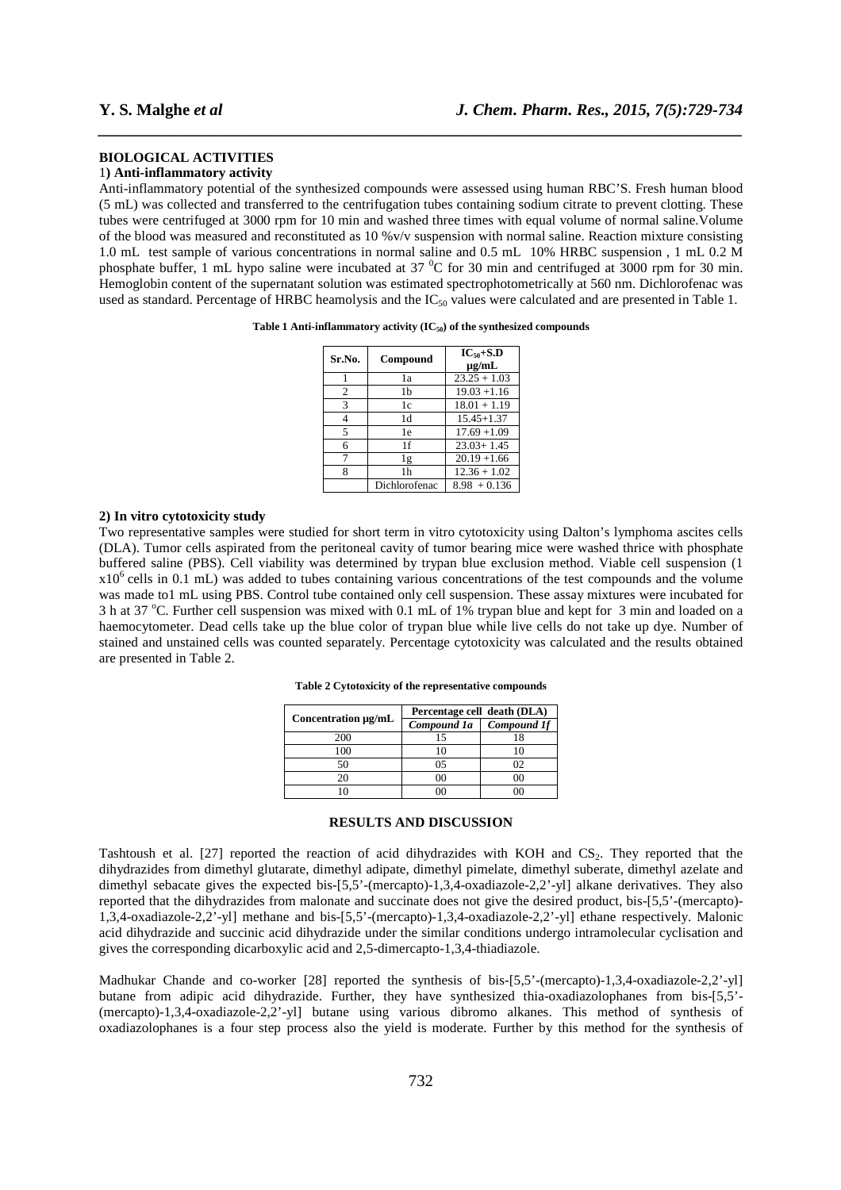## BIOLOGICAL ACTIVITIES

### 1) Anti-inflammatory activity

Anti-inflammatory potential of the synthesized compounds were assessed using human RBC'S. Fresh human blood (5 mL) was collected and transferred to the centrifugation tubes containing sodium citrate to prevent clotting. These tubes were centrifuged at 3000 rpm for 10 min and washed three times with equal volume of normal saline.Volume of the blood was measured and reconstituted as 10 %v/v suspension with normal saline. Reaction mixture consisting 1.0 mL test sample of various concentrations in normal saline and 0.5 mL 10% HRBC suspension , 1 mL 0.2 M phosphate buffer, 1 mL hypo saline were incubated at 37 $^{0}$C for 30 min and centrifuged at 3000 rpm for 30 min. Hemoglobin content of the supernatant solution was estimated spectrophotometrically at 560 nm. Dichlorofenac was used as standard. Percentage of HRBC heamolysis and the $IC_{50}$ values were calculated and are presented in Table 1.

**Table 1 Anti-inflammatory activity ($IC_{50}$) of the synthesized compounds**

| Sr.No. | Compound | $IC_{50}$+S.D μg/mL |
|---|---|---|
| 1 | 1a | 23.25 + 1.03 |
| 2 | 1b | 19.03 +1.16 |
| 3 | 1c | 18.01 + 1.19 |
| 4 | 1d | 15.45+1.37 |
| 5 | 1e | 17.69 +1.09 |
| 6 | 1f | 23.03+ 1.45 |
| 7 | 1g | 20.19 +1.66 |
| 8 | 1h | 12.36 + 1.02 |
| | Dichlorofenac | 8.98 + 0.136 |

### 2) In vitro cytotoxicity study

Two representative samples were studied for short term in vitro cytotoxicity using Dalton's lymphoma ascites cells (DLA). Tumor cells aspirated from the peritoneal cavity of tumor bearing mice were washed thrice with phosphate buffered saline (PBS). Cell viability was determined by trypan blue exclusion method. Viable cell suspension (1 $x10^{6}$ cells in 0.1 mL) was added to tubes containing various concentrations of the test compounds and the volume was made to1 mL using PBS. Control tube contained only cell suspension. These assay mixtures were incubated for 3 h at 37 $^{o}$C. Further cell suspension was mixed with 0.1 mL of 1% trypan blue and kept for 3 min and loaded on a haemocytometer. Dead cells take up the blue color of trypan blue while live cells do not take up dye. Number of stained and unstained cells was counted separately. Percentage cytotoxicity was calculated and the results obtained are presented in Table 2.

**Table 2 Cytotoxicity of the representative compounds**

| Concentration μg/mL | Percentage cell death (DLA) | |
|---|---|---|
| | *Compound 1a* | *Compound 1f* |
| 200 | 15 | 18 |
| 100 | 10 | 10 |
| 50 | 05 | 02 |
| 20 | 00 | 00 |
| 10 | 00 | 00 |

## RESULTS AND DISCUSSION

Tashtoush et al. [27] reported the reaction of acid dihydrazides with KOH and $CS_2$. They reported that the dihydrazides from dimethyl glutarate, dimethyl adipate, dimethyl pimelate, dimethyl suberate, dimethyl azelate and dimethyl sebacate gives the expected bis-[5,5'-(mercapto)-1,3,4-oxadiazole-2,2'-yl] alkane derivatives. They also reported that the dihydrazides from malonate and succinate does not give the desired product, bis-[5,5'-(mercapto)-1,3,4-oxadiazole-2,2'-yl] methane and bis-[5,5'-(mercapto)-1,3,4-oxadiazole-2,2'-yl] ethane respectively. Malonic acid dihydrazide and succinic acid dihydrazide under the similar conditions undergo intramolecular cyclisation and gives the corresponding dicarboxylic acid and 2,5-dimercapto-1,3,4-thiadiazole.

Madhukar Chande and co-worker [28] reported the synthesis of bis-[5,5'-(mercapto)-1,3,4-oxadiazole-2,2'-yl] butane from adipic acid dihydrazide. Further, they have synthesized thia-oxadiazolophanes from bis-[5,5'-(mercapto)-1,3,4-oxadiazole-2,2'-yl] butane using various dibromo alkanes. This method of synthesis of oxadiazolophanes is a four step process also the yield is moderate. Further by this method for the synthesis of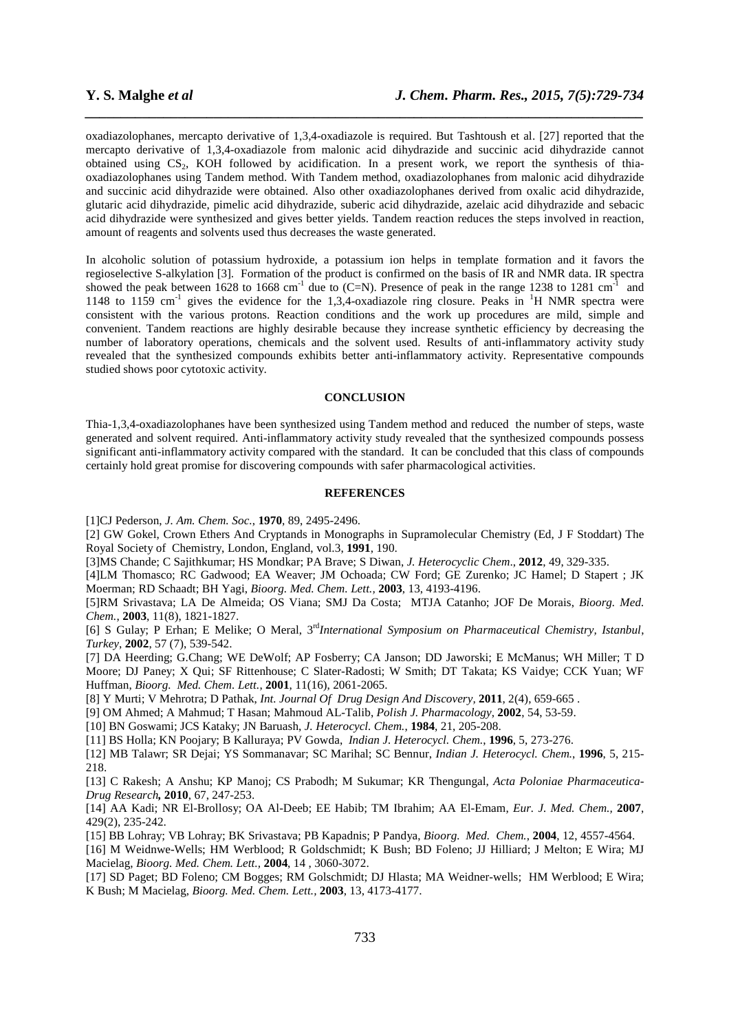oxadiazolophanes, mercapto derivative of 1,3,4-oxadiazole is required. But Tashtoush et al. [27] reported that the mercapto derivative of 1,3,4-oxadiazole from malonic acid dihydrazide and succinic acid dihydrazide cannot obtained using $CS_2$, KOH followed by acidification. In a present work, we report the synthesis of thia-oxadiazolophanes using Tandem method. With Tandem method, oxadiazolophanes from malonic acid dihydrazide and succinic acid dihydrazide were obtained. Also other oxadiazolophanes derived from oxalic acid dihydrazide, glutaric acid dihydrazide, pimelic acid dihydrazide, suberic acid dihydrazide, azelaic acid dihydrazide and sebacic acid dihydrazide were synthesized and gives better yields. Tandem reaction reduces the steps involved in reaction, amount of reagents and solvents used thus decreases the waste generated.

In alcoholic solution of potassium hydroxide, a potassium ion helps in template formation and it favors the regioselective S-alkylation [3]. Formation of the product is confirmed on the basis of IR and NMR data. IR spectra showed the peak between 1628 to 1668 $cm^{-1}$ due to (C=N). Presence of peak in the range 1238 to 1281 $cm^{-1}$ and 1148 to 1159 $cm^{-1}$ gives the evidence for the 1,3,4-oxadiazole ring closure. Peaks in $^1$H NMR spectra were consistent with the various protons. Reaction conditions and the work up procedures are mild, simple and convenient. Tandem reactions are highly desirable because they increase synthetic efficiency by decreasing the number of laboratory operations, chemicals and the solvent used. Results of anti-inflammatory activity study revealed that the synthesized compounds exhibits better anti-inflammatory activity. Representative compounds studied shows poor cytotoxic activity.

## CONCLUSION

Thia-1,3,4-oxadiazolophanes have been synthesized using Tandem method and reduced the number of steps, waste generated and solvent required. Anti-inflammatory activity study revealed that the synthesized compounds possess significant anti-inflammatory activity compared with the standard. It can be concluded that this class of compounds certainly hold great promise for discovering compounds with safer pharmacological activities.

## REFERENCES

[1]CJ Pederson, *J. Am. Chem. Soc.*, **1970**, 89, 2495-2496.

[2] GW Gokel, Crown Ethers And Cryptands in Monographs in Supramolecular Chemistry (Ed, J F Stoddart) The Royal Society of Chemistry, London, England, vol.3, **1991**, 190.

[3]MS Chande; C Sajithkumar; HS Mondkar; PA Brave; S Diwan, *J. Heterocyclic Chem*., **2012**, 49, 329-335.

[4]LM Thomasco; RC Gadwood; EA Weaver; JM Ochoada; CW Ford; GE Zurenko; JC Hamel; D Stapert ; JK Moerman; RD Schaadt; BH Yagi, *Bioorg. Med. Chem. Lett.*, **2003**, 13, 4193-4196.

[5]RM Srivastava; LA De Almeida; OS Viana; SMJ Da Costa; MTJA Catanho; JOF De Morais, *Bioorg. Med. Chem.*, **2003**, 11(8), 1821-1827.

[6] S Gulay; P Erhan; E Melike; O Meral, 3rd *International Symposium on Pharmaceutical Chemistry, Istanbul, Turkey*, **2002**, 57 (7), 539-542.

[7] DA Heerding; G.Chang; WE DeWolf; AP Fosberry; CA Janson; DD Jaworski; E McManus; WH Miller; T D Moore; DJ Paney; X Qui; SF Rittenhouse; C Slater-Radosti; W Smith; DT Takata; KS Vaidye; CCK Yuan; WF Huffman, *Bioorg. Med. Chem. Lett.*, **2001**, 11(16), 2061-2065.

[8] Y Murti; V Mehrotra; D Pathak, *Int. Journal Of Drug Design And Discovery*, **2011**, 2(4), 659-665 .

[9] OM Ahmed; A Mahmud; T Hasan; Mahmoud AL-Talib, *Polish J. Pharmacology*, **2002**, 54, 53-59.

[10] BN Goswami; JCS Kataky; JN Baruash, *J. Heterocycl. Chem.*, **1984**, 21, 205-208.

[11] BS Holla; KN Poojary; B Kalluraya; PV Gowda, *Indian J. Heterocycl. Chem.*, **1996**, 5, 273-276.

[12] MB Talawr; SR Dejai; YS Sommanavar; SC Marihal; SC Bennur, *Indian J. Heterocycl. Chem.*, **1996**, 5, 215-218.

[13] C Rakesh; A Anshu; KP Manoj; CS Prabodh; M Sukumar; KR Thengungal, *Acta Poloniae Pharmaceutica-Drug Research*, **2010**, 67, 247-253.

[14] AA Kadi; NR El-Brollosy; OA Al-Deeb; EE Habib; TM Ibrahim; AA El-Emam, *Eur. J. Med. Chem.*, **2007**, 429(2), 235-242.

[15] BB Lohray; VB Lohray; BK Srivastava; PB Kapadnis; P Pandya, *Bioorg. Med. Chem.*, **2004**, 12, 4557-4564.

[16] M Weidnwe-Wells; HM Werblood; R Goldschmidt; K Bush; BD Foleno; JJ Hilliard; J Melton; E Wira; MJ Macielag, *Bioorg. Med. Chem. Lett.*, **2004**, 14 , 3060-3072.

[17] SD Paget; BD Foleno; CM Bogges; RM Golschmidt; DJ Hlasta; MA Weidner-wells; HM Werblood; E Wira; K Bush; M Macielag, *Bioorg. Med. Chem. Lett.*, **2003**, 13, 4173-4177.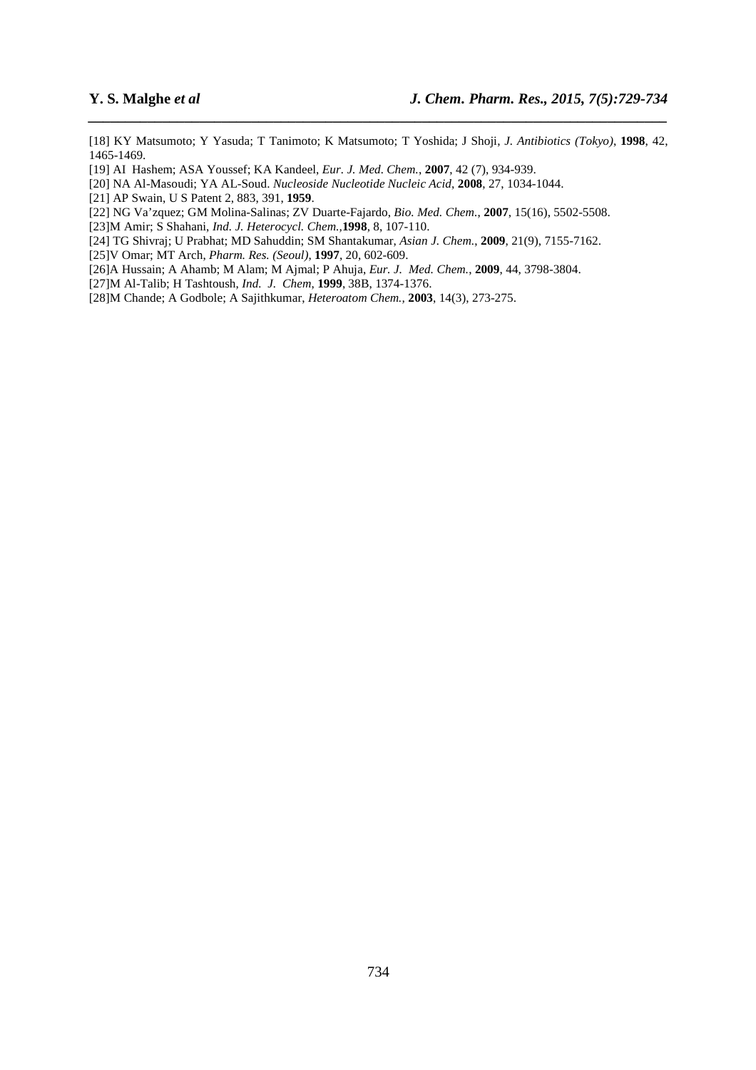[18] KY Matsumoto; Y Yasuda; T Tanimoto; K Matsumoto; T Yoshida; J Shoji, *J. Antibiotics (Tokyo)*, **1998**, 42, 1465-1469.

[19] AI Hashem; ASA Youssef; KA Kandeel, *Eur. J. Med. Chem.*, **2007**, 42 (7), 934-939.

[20] NA Al-Masoudi; YA AL-Soud. *Nucleoside Nucleotide Nucleic Acid*, **2008**, 27, 1034-1044.

[21] AP Swain, U S Patent 2, 883, 391, **1959**.

[22] NG Va'zquez; GM Molina-Salinas; ZV Duarte-Fajardo, *Bio. Med. Chem.*, **2007**, 15(16), 5502-5508.

[23]M Amir; S Shahani, *Ind. J. Heterocycl. Chem.*,**1998**, 8, 107-110.

[24] TG Shivraj; U Prabhat; MD Sahuddin; SM Shantakumar, *Asian J. Chem.*, **2009**, 21(9), 7155-7162.

[25]V Omar; MT Arch, *Pharm. Res. (Seoul)*, **1997**, 20, 602-609.

[26]A Hussain; A Ahamb; M Alam; M Ajmal; P Ahuja, *Eur. J. Med. Chem.*, **2009**, 44, 3798-3804.

[27]M Al-Talib; H Tashtoush, *Ind. J. Chem*, **1999**, 38B, 1374-1376.

[28]M Chande; A Godbole; A Sajithkumar, *Heteroatom Chem.*, **2003**, 14(3), 273-275.